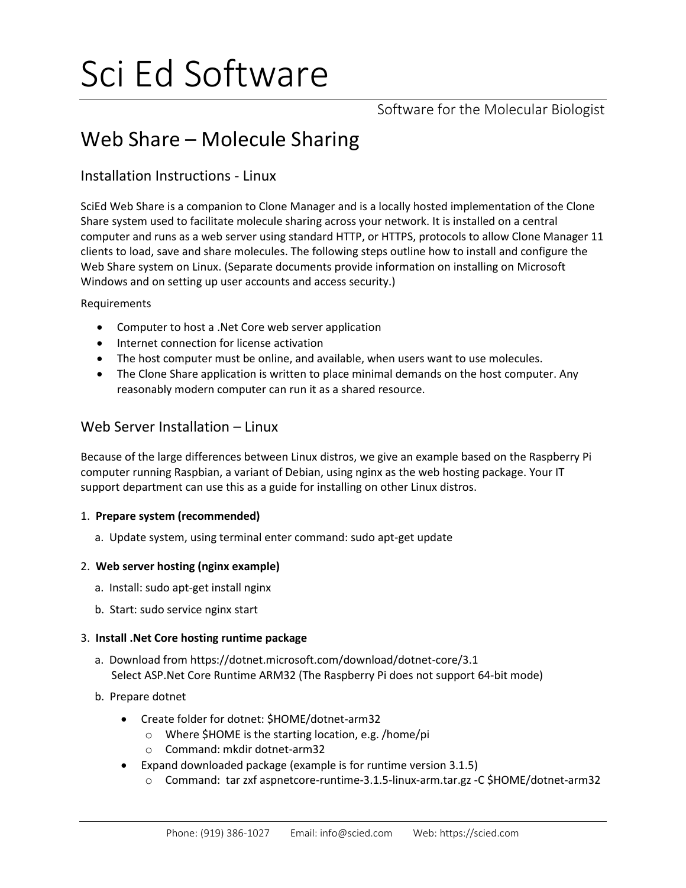# Sci Ed Software

Software for the Molecular Biologist

## Web Share – Molecule Sharing

### Installation Instructions - Linux

SciEd Web Share is a companion to Clone Manager and is a locally hosted implementation of the Clone Share system used to facilitate molecule sharing across your network. It is installed on a central computer and runs as a web server using standard HTTP, or HTTPS, protocols to allow Clone Manager 11 clients to load, save and share molecules. The following steps outline how to install and configure the Web Share system on Linux. (Separate documents provide information on installing on Microsoft Windows and on setting up user accounts and access security.)

Requirements

- Computer to host a .Net Core web server application
- Internet connection for license activation
- The host computer must be online, and available, when users want to use molecules.
- The Clone Share application is written to place minimal demands on the host computer. Any reasonably modern computer can run it as a shared resource.

### Web Server Installation – Linux

Because of the large differences between Linux distros, we give an example based on the Raspberry Pi computer running Raspbian, a variant of Debian, using nginx as the web hosting package. Your IT support department can use this as a guide for installing on other Linux distros.

1. **Prepare system (recommended)**
   a. Update system, using terminal enter command: sudo apt-get update

2. **Web server hosting (nginx example)**
   a. Install: sudo apt-get install nginx
   b. Start: sudo service nginx start

3. **Install .Net Core hosting runtime package**
   a. Download from https://dotnet.microsoft.com/download/dotnet-core/3.1
      Select ASP.Net Core Runtime ARM32 (The Raspberry Pi does not support 64-bit mode)
   b. Prepare dotnet
      - Create folder for dotnet: $HOME/dotnet-arm32
         - Where $HOME is the starting location, e.g. /home/pi
         - Command: mkdir dotnet-arm32
      - Expand downloaded package (example is for runtime version 3.1.5)
         - Command: tar zxf aspnetcore-runtime-3.1.5-linux-arm.tar.gz -C $HOME/dotnet-arm32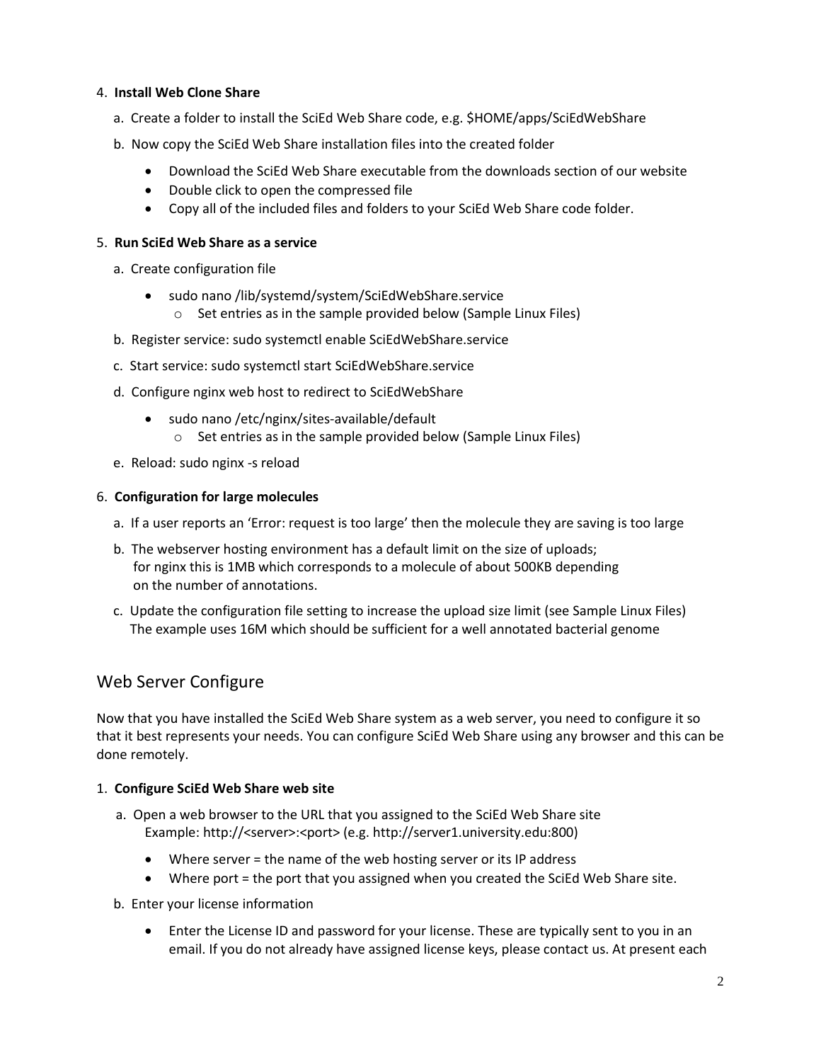4. **Install Web Clone Share**

   a. Create a folder to install the SciEd Web Share code, e.g. $HOME/apps/SciEdWebShare

   b. Now copy the SciEd Web Share installation files into the created folder

      - Download the SciEd Web Share executable from the downloads section of our website
      - Double click to open the compressed file
      - Copy all of the included files and folders to your SciEd Web Share code folder.

5. **Run SciEd Web Share as a service**

   a. Create configuration file

      - sudo nano /lib/systemd/system/SciEdWebShare.service
        - Set entries as in the sample provided below (Sample Linux Files)

   b. Register service: sudo systemctl enable SciEdWebShare.service

   c. Start service: sudo systemctl start SciEdWebShare.service

   d. Configure nginx web host to redirect to SciEdWebShare

      - sudo nano /etc/nginx/sites-available/default
        - Set entries as in the sample provided below (Sample Linux Files)

   e. Reload: sudo nginx -s reload

6. **Configuration for large molecules**

   a. If a user reports an 'Error: request is too large' then the molecule they are saving is too large

   b. The webserver hosting environment has a default limit on the size of uploads; for nginx this is 1MB which corresponds to a molecule of about 500KB depending on the number of annotations.

   c. Update the configuration file setting to increase the upload size limit (see Sample Linux Files) The example uses 16M which should be sufficient for a well annotated bacterial genome

## Web Server Configure

Now that you have installed the SciEd Web Share system as a web server, you need to configure it so that it best represents your needs. You can configure SciEd Web Share using any browser and this can be done remotely.

1. **Configure SciEd Web Share web site**

   a. Open a web browser to the URL that you assigned to the SciEd Web Share site
      Example: http://<server>:<port> (e.g. http://server1.university.edu:800)

      - Where server = the name of the web hosting server or its IP address
      - Where port = the port that you assigned when you created the SciEd Web Share site.

   b. Enter your license information

      - Enter the License ID and password for your license. These are typically sent to you in an email. If you do not already have assigned license keys, please contact us. At present each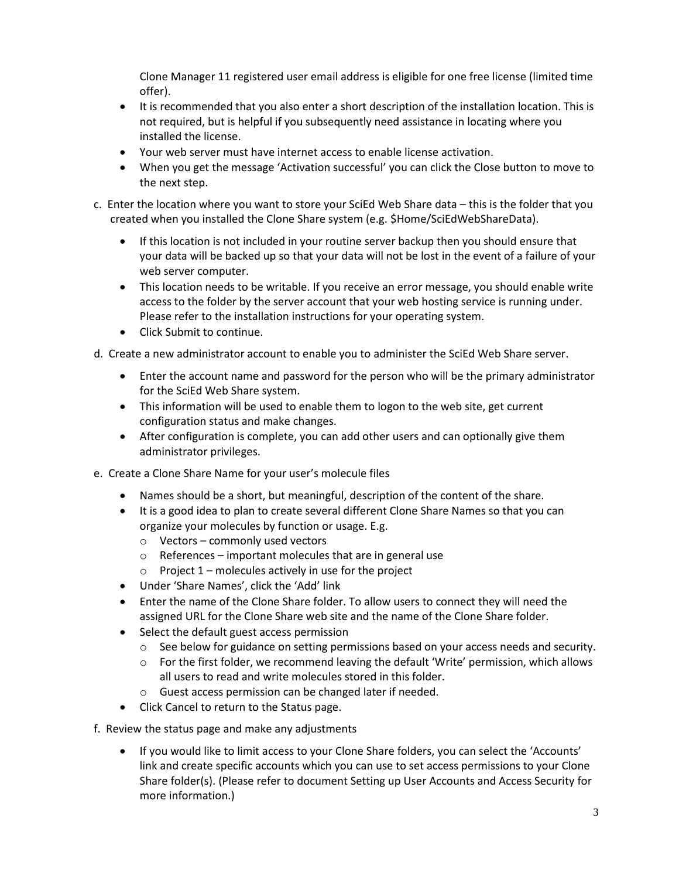Clone Manager 11 registered user email address is eligible for one free license (limited time offer).

- It is recommended that you also enter a short description of the installation location. This is not required, but is helpful if you subsequently need assistance in locating where you installed the license.
- Your web server must have internet access to enable license activation.
- When you get the message 'Activation successful' you can click the Close button to move to the next step.

c. Enter the location where you want to store your SciEd Web Share data – this is the folder that you created when you installed the Clone Share system (e.g. $Home/SciEdWebShareData).

- If this location is not included in your routine server backup then you should ensure that your data will be backed up so that your data will not be lost in the event of a failure of your web server computer.
- This location needs to be writable. If you receive an error message, you should enable write access to the folder by the server account that your web hosting service is running under. Please refer to the installation instructions for your operating system.
- Click Submit to continue.

d. Create a new administrator account to enable you to administer the SciEd Web Share server.

- Enter the account name and password for the person who will be the primary administrator for the SciEd Web Share system.
- This information will be used to enable them to logon to the web site, get current configuration status and make changes.
- After configuration is complete, you can add other users and can optionally give them administrator privileges.

e. Create a Clone Share Name for your user's molecule files

- Names should be a short, but meaningful, description of the content of the share.
- It is a good idea to plan to create several different Clone Share Names so that you can organize your molecules by function or usage. E.g.
  - Vectors – commonly used vectors
  - References – important molecules that are in general use
  - Project 1 – molecules actively in use for the project
- Under 'Share Names', click the 'Add' link
- Enter the name of the Clone Share folder. To allow users to connect they will need the assigned URL for the Clone Share web site and the name of the Clone Share folder.
- Select the default guest access permission
  - See below for guidance on setting permissions based on your access needs and security.
  - For the first folder, we recommend leaving the default 'Write' permission, which allows all users to read and write molecules stored in this folder.
  - Guest access permission can be changed later if needed.
- Click Cancel to return to the Status page.

f. Review the status page and make any adjustments

- If you would like to limit access to your Clone Share folders, you can select the 'Accounts' link and create specific accounts which you can use to set access permissions to your Clone Share folder(s). (Please refer to document Setting up User Accounts and Access Security for more information.)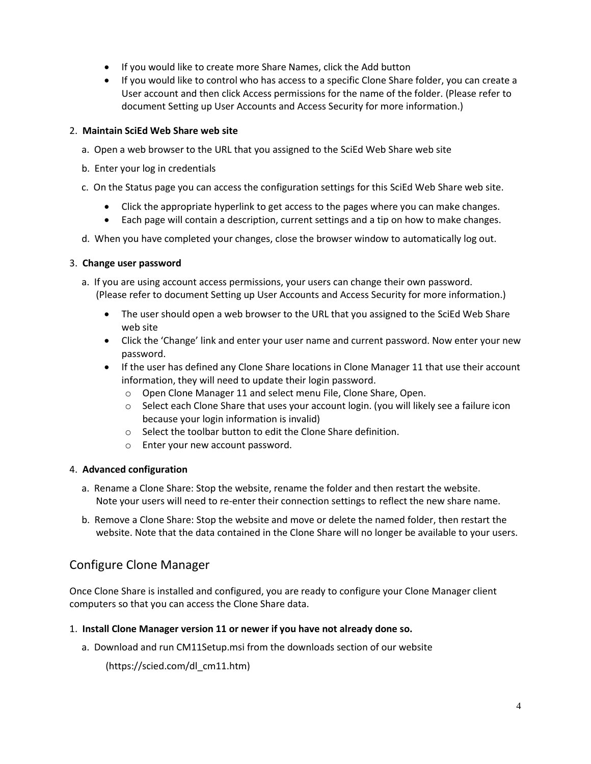- If you would like to create more Share Names, click the Add button
- If you would like to control who has access to a specific Clone Share folder, you can create a User account and then click Access permissions for the name of the folder. (Please refer to document Setting up User Accounts and Access Security for more information.)

2. **Maintain SciEd Web Share web site**

   a. Open a web browser to the URL that you assigned to the SciEd Web Share web site

   b. Enter your log in credentials

   c. On the Status page you can access the configuration settings for this SciEd Web Share web site.

      - Click the appropriate hyperlink to get access to the pages where you can make changes.
      - Each page will contain a description, current settings and a tip on how to make changes.

   d. When you have completed your changes, close the browser window to automatically log out.

3. **Change user password**

   a. If you are using account access permissions, your users can change their own password. (Please refer to document Setting up User Accounts and Access Security for more information.)

      - The user should open a web browser to the URL that you assigned to the SciEd Web Share web site
      - Click the 'Change' link and enter your user name and current password. Now enter your new password.
      - If the user has defined any Clone Share locations in Clone Manager 11 that use their account information, they will need to update their login password.
        - Open Clone Manager 11 and select menu File, Clone Share, Open.
        - Select each Clone Share that uses your account login. (you will likely see a failure icon because your login information is invalid)
        - Select the toolbar button to edit the Clone Share definition.
        - Enter your new account password.

4. **Advanced configuration**

   a. Rename a Clone Share: Stop the website, rename the folder and then restart the website. Note your users will need to re-enter their connection settings to reflect the new share name.

   b. Remove a Clone Share: Stop the website and move or delete the named folder, then restart the website. Note that the data contained in the Clone Share will no longer be available to your users.

## Configure Clone Manager

Once Clone Share is installed and configured, you are ready to configure your Clone Manager client computers so that you can access the Clone Share data.

1. **Install Clone Manager version 11 or newer if you have not already done so.**

   a. Download and run CM11Setup.msi from the downloads section of our website

      (https://scied.com/dl_cm11.htm)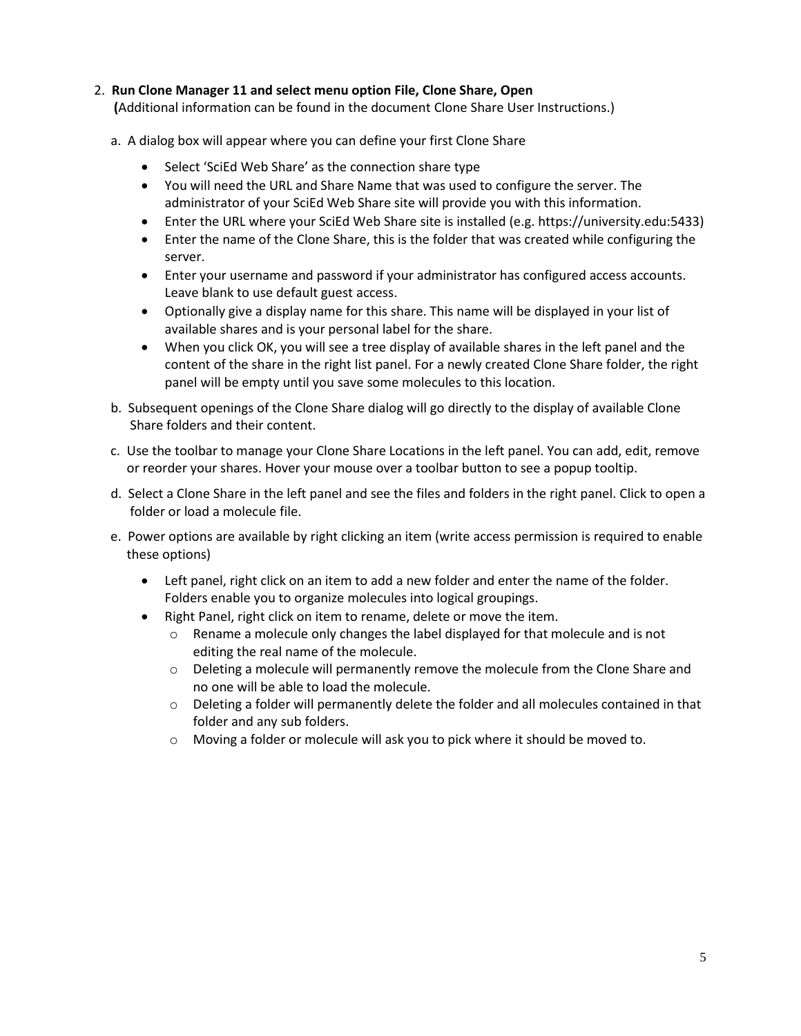2. **Run Clone Manager 11 and select menu option File, Clone Share, Open**
   **(**Additional information can be found in the document Clone Share User Instructions.)

   a. A dialog box will appear where you can define your first Clone Share

      - Select 'SciEd Web Share' as the connection share type
      - You will need the URL and Share Name that was used to configure the server. The administrator of your SciEd Web Share site will provide you with this information.
      - Enter the URL where your SciEd Web Share site is installed (e.g. https://university.edu:5433)
      - Enter the name of the Clone Share, this is the folder that was created while configuring the server.
      - Enter your username and password if your administrator has configured access accounts. Leave blank to use default guest access.
      - Optionally give a display name for this share. This name will be displayed in your list of available shares and is your personal label for the share.
      - When you click OK, you will see a tree display of available shares in the left panel and the content of the share in the right list panel. For a newly created Clone Share folder, the right panel will be empty until you save some molecules to this location.

   b. Subsequent openings of the Clone Share dialog will go directly to the display of available Clone Share folders and their content.

   c. Use the toolbar to manage your Clone Share Locations in the left panel. You can add, edit, remove or reorder your shares. Hover your mouse over a toolbar button to see a popup tooltip.

   d. Select a Clone Share in the left panel and see the files and folders in the right panel. Click to open a folder or load a molecule file.

   e. Power options are available by right clicking an item (write access permission is required to enable these options)

      - Left panel, right click on an item to add a new folder and enter the name of the folder. Folders enable you to organize molecules into logical groupings.
      - Right Panel, right click on item to rename, delete or move the item.
        - Rename a molecule only changes the label displayed for that molecule and is not editing the real name of the molecule.
        - Deleting a molecule will permanently remove the molecule from the Clone Share and no one will be able to load the molecule.
        - Deleting a folder will permanently delete the folder and all molecules contained in that folder and any sub folders.
        - Moving a folder or molecule will ask you to pick where it should be moved to.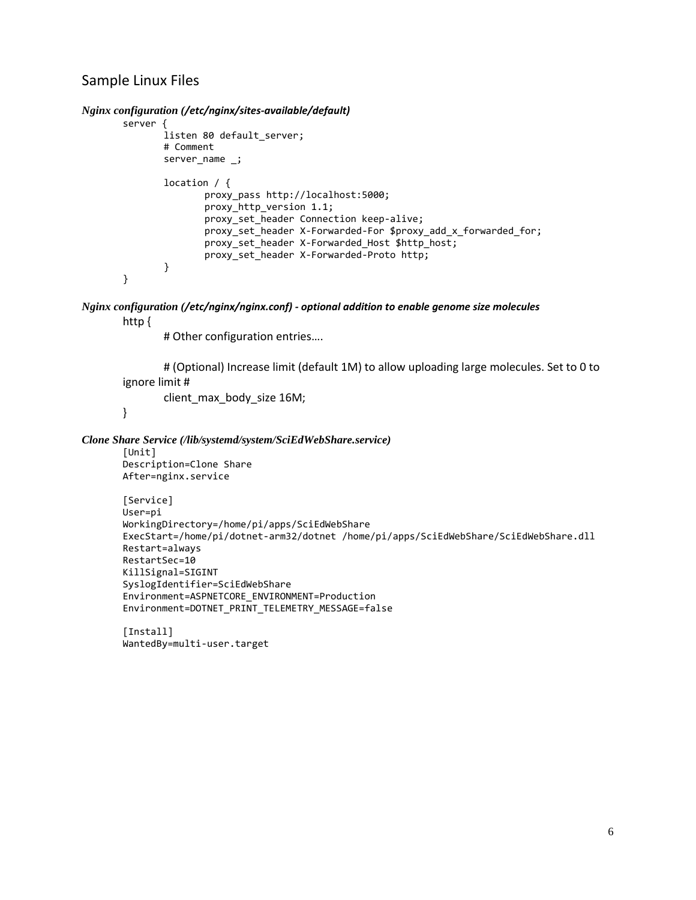## Sample Linux Files

***Nginx configuration (/etc/nginx/sites-available/default)***

```
server {
        listen 80 default_server;
        # Comment
        server_name _;

        location / {
                proxy_pass http://localhost:5000;
                proxy_http_version 1.1;
                proxy_set_header Connection keep-alive;
                proxy_set_header X-Forwarded-For $proxy_add_x_forwarded_for;
                proxy_set_header X-Forwarded_Host $http_host;
                proxy_set_header X-Forwarded-Proto http;
        }
}
```

***Nginx configuration (/etc/nginx/nginx.conf) - optional addition to enable genome size molecules***

```
http {
        # Other configuration entries….

        # (Optional) Increase limit (default 1M) to allow uploading large molecules. Set to 0 to ignore limit #
        client_max_body_size 16M;
}
```

***Clone Share Service (/lib/systemd/system/SciEdWebShare.service)***

```
[Unit]
Description=Clone Share
After=nginx.service

[Service]
User=pi
WorkingDirectory=/home/pi/apps/SciEdWebShare
ExecStart=/home/pi/dotnet-arm32/dotnet /home/pi/apps/SciEdWebShare/SciEdWebShare.dll
Restart=always
RestartSec=10
KillSignal=SIGINT
SyslogIdentifier=SciEdWebShare
Environment=ASPNETCORE_ENVIRONMENT=Production
Environment=DOTNET_PRINT_TELEMETRY_MESSAGE=false

[Install]
WantedBy=multi-user.target
```